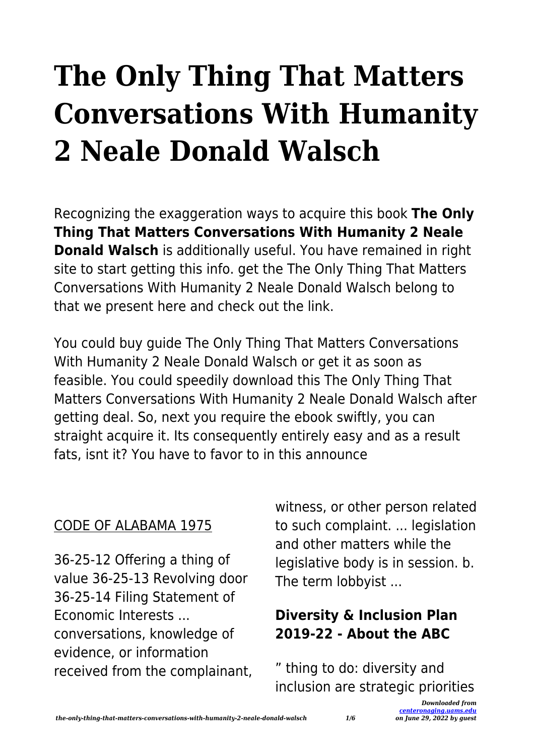# The Only Thing That Matters Conversations With Humanity 2 Neale Donald Walsch

Recognizing the exaggeration ways to acquire this book **The Only Thing That Matters Conversations With Humanity 2 Neale Donald Walsch** is additionally useful. You have remained in right site to start getting this info. get the The Only Thing That Matters Conversations With Humanity 2 Neale Donald Walsch belong to that we present here and check out the link.

You could buy guide The Only Thing That Matters Conversations With Humanity 2 Neale Donald Walsch or get it as soon as feasible. You could speedily download this The Only Thing That Matters Conversations With Humanity 2 Neale Donald Walsch after getting deal. So, next you require the ebook swiftly, you can straight acquire it. Its consequently entirely easy and as a result fats, isnt it? You have to favor to in this announce

CODE OF ALABAMA 1975

36-25-12 Offering a thing of value 36-25-13 Revolving door 36-25-14 Filing Statement of Economic Interests ... conversations, knowledge of evidence, or information received from the complainant, witness, or other person related to such complaint. ... legislation and other matters while the legislative body is in session. b. The term lobbyist ...

### Diversity & Inclusion Plan 2019-22 - About the ABC

" thing to do: diversity and inclusion are strategic priorities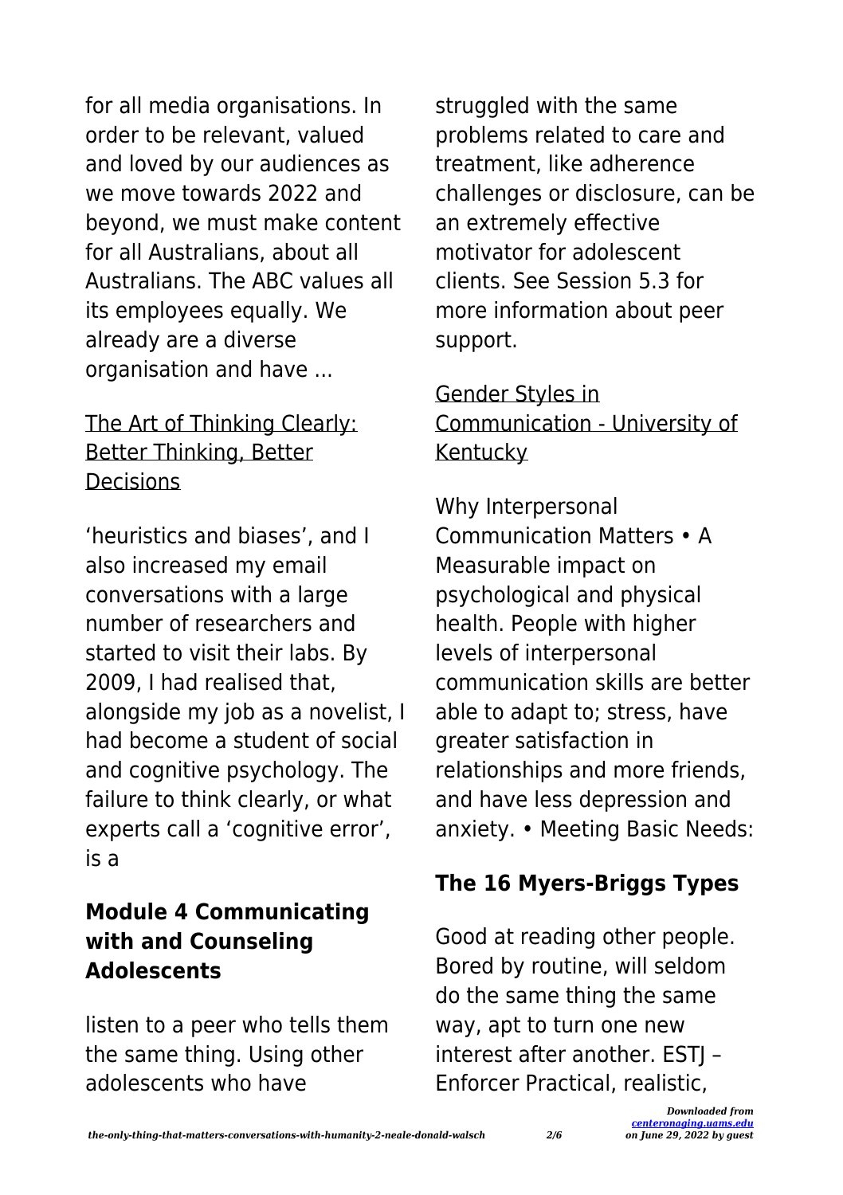for all media organisations. In order to be relevant, valued and loved by our audiences as we move towards 2022 and beyond, we must make content for all Australians, about all Australians. The ABC values all its employees equally. We already are a diverse organisation and have ...

The Art of Thinking Clearly: Better Thinking, Better Decisions

'heuristics and biases', and I also increased my email conversations with a large number of researchers and started to visit their labs. By 2009, I had realised that, alongside my job as a novelist, I had become a student of social and cognitive psychology. The failure to think clearly, or what experts call a 'cognitive error', is a

## Module 4 Communicating with and Counseling Adolescents

listen to a peer who tells them the same thing. Using other adolescents who have struggled with the same problems related to care and treatment, like adherence challenges or disclosure, can be an extremely effective motivator for adolescent clients. See Session 5.3 for more information about peer support.

Gender Styles in Communication - University of Kentucky

Why Interpersonal Communication Matters • A Measurable impact on psychological and physical health. People with higher levels of interpersonal communication skills are better able to adapt to; stress, have greater satisfaction in relationships and more friends, and have less depression and anxiety. • Meeting Basic Needs:

## The 16 Myers-Briggs Types

Good at reading other people. Bored by routine, will seldom do the same thing the same way, apt to turn one new interest after another. ESTJ – Enforcer Practical, realistic,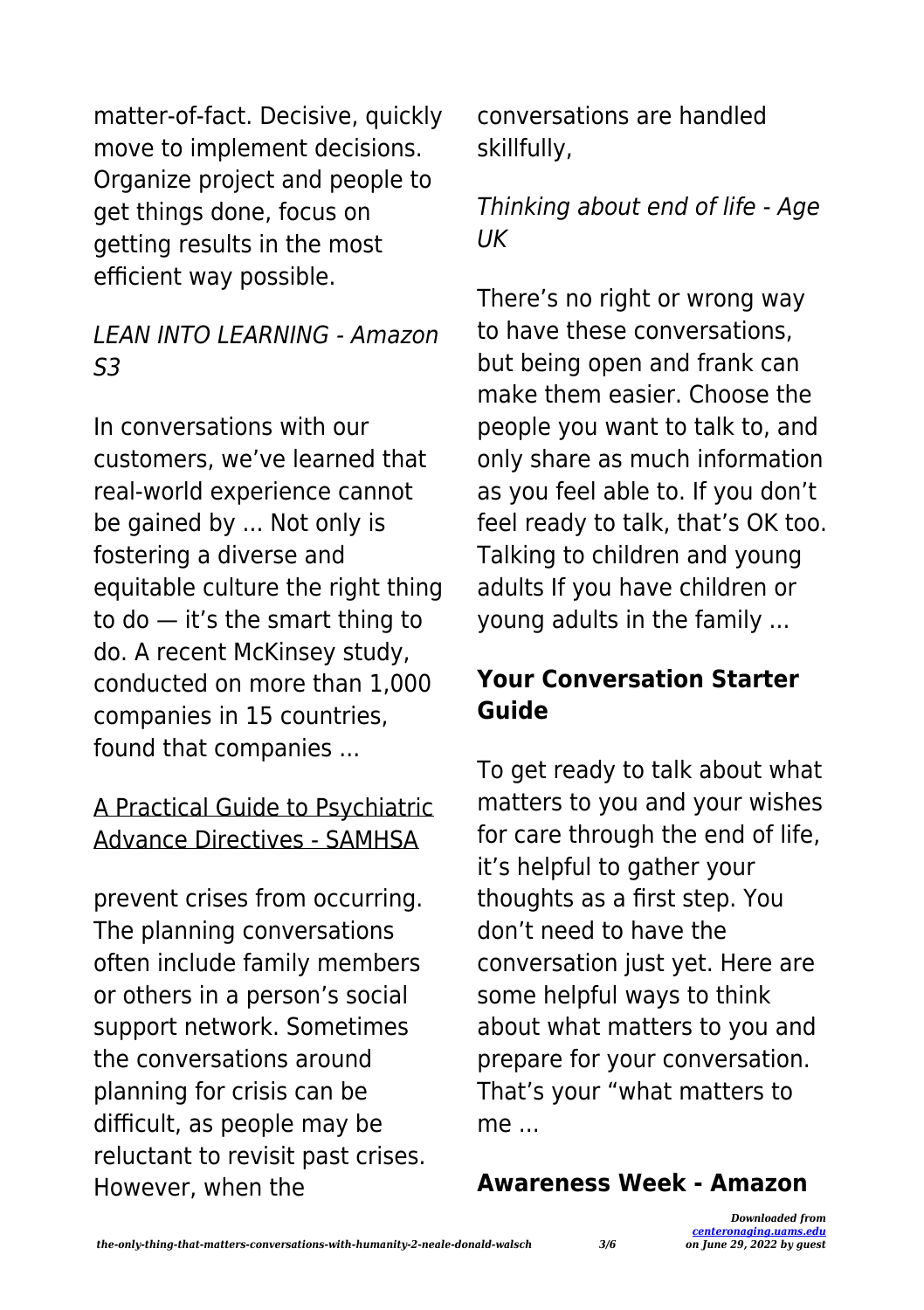matter-of-fact. Decisive, quickly move to implement decisions. Organize project and people to get things done, focus on getting results in the most efficient way possible.

*LEAN INTO LEARNING - Amazon S3*

In conversations with our customers, we've learned that real-world experience cannot be gained by ... Not only is fostering a diverse and equitable culture the right thing to do — it's the smart thing to do. A recent McKinsey study, conducted on more than 1,000 companies in 15 countries, found that companies ...

A Practical Guide to Psychiatric Advance Directives - SAMHSA

prevent crises from occurring. The planning conversations often include family members or others in a person's social support network. Sometimes the conversations around planning for crisis can be difficult, as people may be reluctant to revisit past crises. However, when the conversations are handled skillfully,

*Thinking about end of life - Age UK*

There's no right or wrong way to have these conversations, but being open and frank can make them easier. Choose the people you want to talk to, and only share as much information as you feel able to. If you don't feel ready to talk, that's OK too. Talking to children and young adults If you have children or young adults in the family ...

**Your Conversation Starter Guide**

To get ready to talk about what matters to you and your wishes for care through the end of life, it's helpful to gather your thoughts as a first step. You don't need to have the conversation just yet. Here are some helpful ways to think about what matters to you and prepare for your conversation. That's your "what matters to me ...

**Awareness Week - Amazon**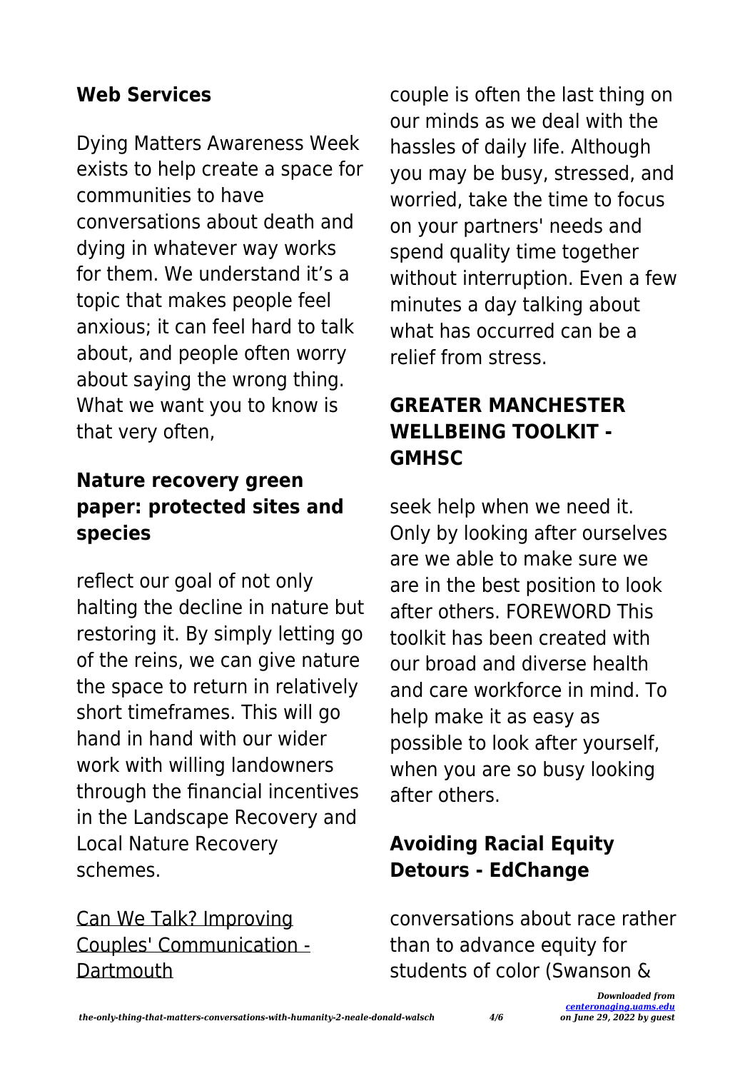### Web Services

Dying Matters Awareness Week exists to help create a space for communities to have conversations about death and dying in whatever way works for them. We understand it's a topic that makes people feel anxious; it can feel hard to talk about, and people often worry about saying the wrong thing. What we want you to know is that very often,

### Nature recovery green paper: protected sites and species

reflect our goal of not only halting the decline in nature but restoring it. By simply letting go of the reins, we can give nature the space to return in relatively short timeframes. This will go hand in hand with our wider work with willing landowners through the financial incentives in the Landscape Recovery and Local Nature Recovery schemes.

Can We Talk? Improving Couples' Communication - Dartmouth

couple is often the last thing on our minds as we deal with the hassles of daily life. Although you may be busy, stressed, and worried, take the time to focus on your partners' needs and spend quality time together without interruption. Even a few minutes a day talking about what has occurred can be a relief from stress.

### GREATER MANCHESTER WELLBEING TOOLKIT - GMHSC

seek help when we need it. Only by looking after ourselves are we able to make sure we are in the best position to look after others. FOREWORD This toolkit has been created with our broad and diverse health and care workforce in mind. To help make it as easy as possible to look after yourself, when you are so busy looking after others.

### Avoiding Racial Equity Detours - EdChange

conversations about race rather than to advance equity for students of color (Swanson &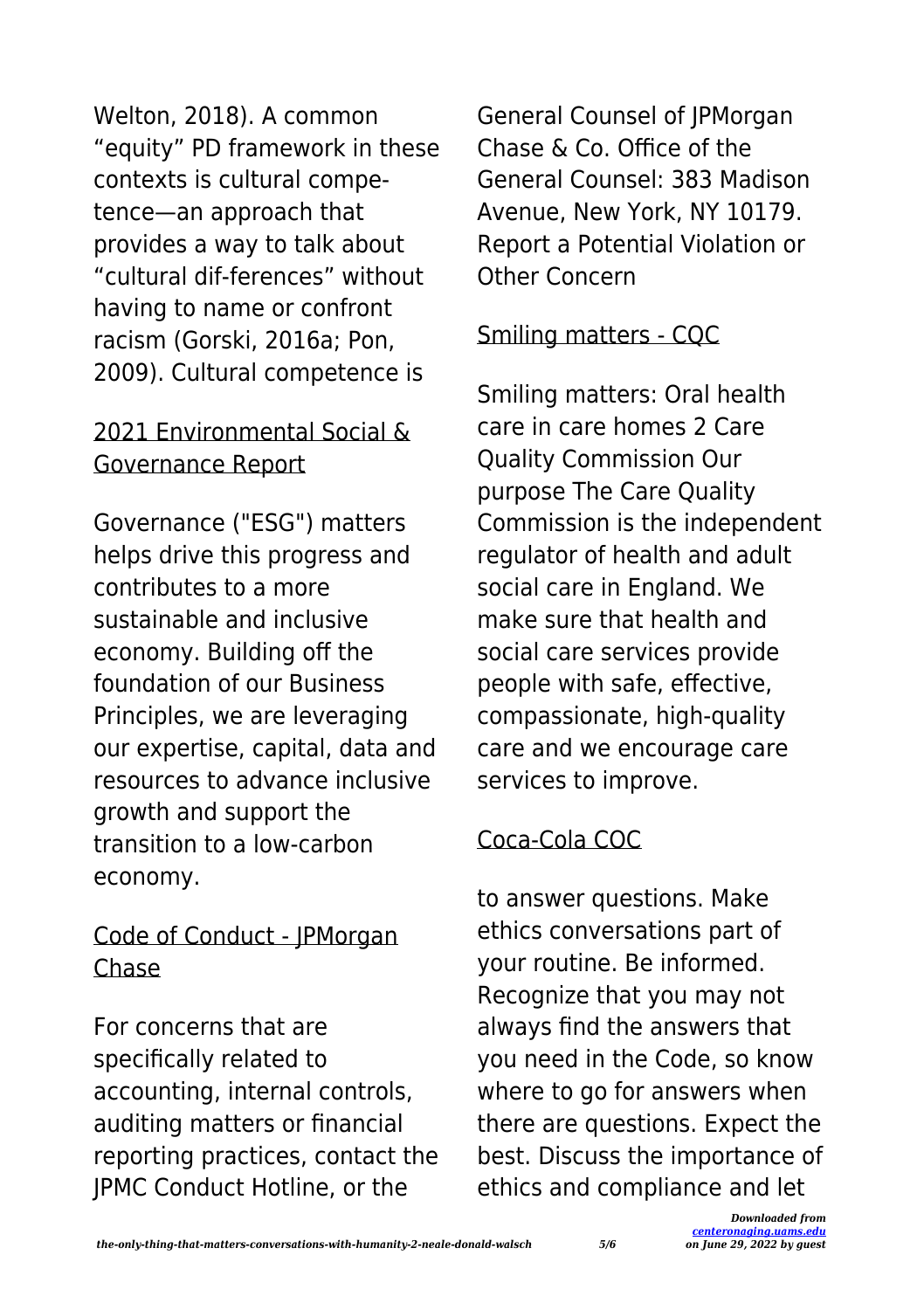Welton, 2018). A common "equity" PD framework in these contexts is cultural competence—an approach that provides a way to talk about "cultural dif-ferences" without having to name or confront racism (Gorski, 2016a; Pon, 2009). Cultural competence is

## 2021 Environmental Social & Governance Report

Governance ("ESG") matters helps drive this progress and contributes to a more sustainable and inclusive economy. Building off the foundation of our Business Principles, we are leveraging our expertise, capital, data and resources to advance inclusive growth and support the transition to a low-carbon economy.

## Code of Conduct - JPMorgan Chase

For concerns that are specifically related to accounting, internal controls, auditing matters or financial reporting practices, contact the JPMC Conduct Hotline, or the General Counsel of JPMorgan Chase & Co. Office of the General Counsel: 383 Madison Avenue, New York, NY 10179. Report a Potential Violation or Other Concern

## Smiling matters - CQC

Smiling matters: Oral health care in care homes 2 Care Quality Commission Our purpose The Care Quality Commission is the independent regulator of health and adult social care in England. We make sure that health and social care services provide people with safe, effective, compassionate, high-quality care and we encourage care services to improve.

## Coca-Cola COC

to answer questions. Make ethics conversations part of your routine. Be informed. Recognize that you may not always find the answers that you need in the Code, so know where to go for answers when there are questions. Expect the best. Discuss the importance of ethics and compliance and let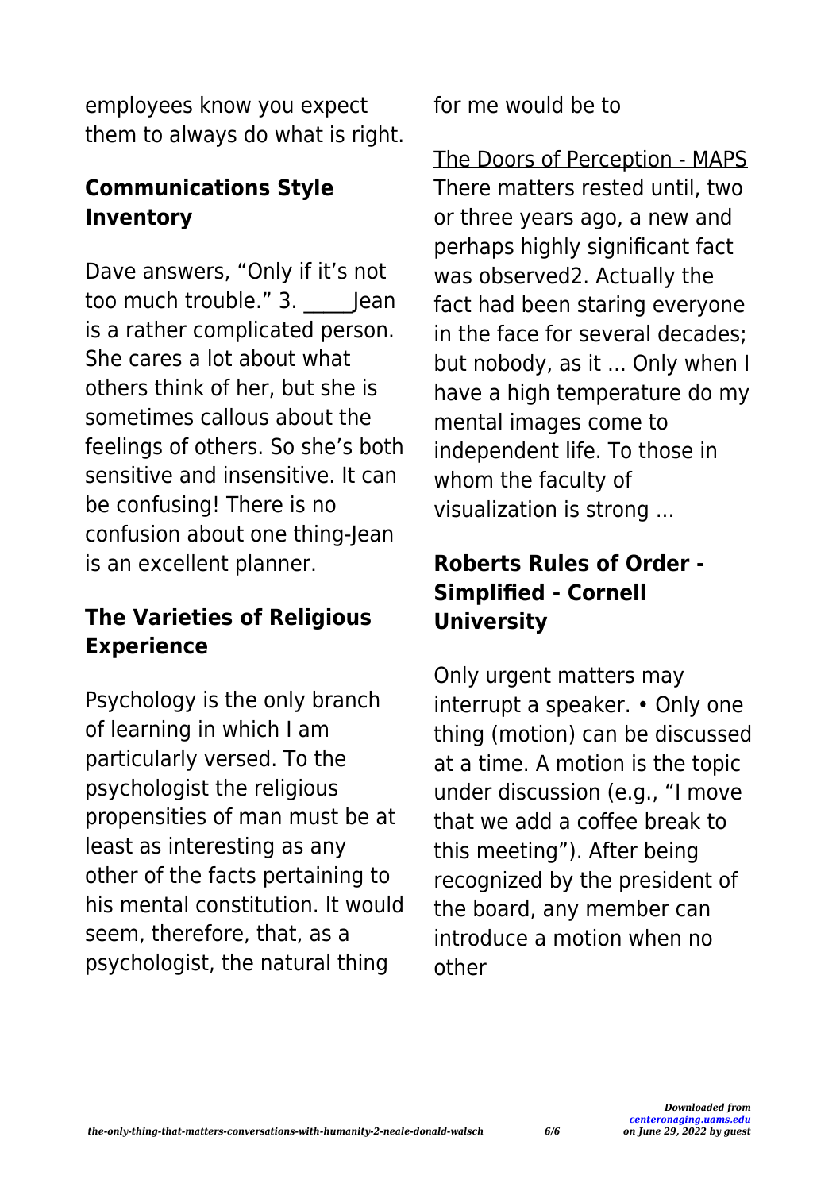employees know you expect them to always do what is right.

## Communications Style Inventory

Dave answers, "Only if it's not too much trouble." 3. _____Jean is a rather complicated person. She cares a lot about what others think of her, but she is sometimes callous about the feelings of others. So she's both sensitive and insensitive. It can be confusing! There is no confusion about one thing-Jean is an excellent planner.

## The Varieties of Religious Experience

Psychology is the only branch of learning in which I am particularly versed. To the psychologist the religious propensities of man must be at least as interesting as any other of the facts pertaining to his mental constitution. It would seem, therefore, that, as a psychologist, the natural thing for me would be to

The Doors of Perception - MAPS
There matters rested until, two or three years ago, a new and perhaps highly significant fact was observed2. Actually the fact had been staring everyone in the face for several decades; but nobody, as it ... Only when I have a high temperature do my mental images come to independent life. To those in whom the faculty of visualization is strong ...

## Roberts Rules of Order - Simplified - Cornell University

Only urgent matters may interrupt a speaker. • Only one thing (motion) can be discussed at a time. A motion is the topic under discussion (e.g., "I move that we add a coffee break to this meeting"). After being recognized by the president of the board, any member can introduce a motion when no other